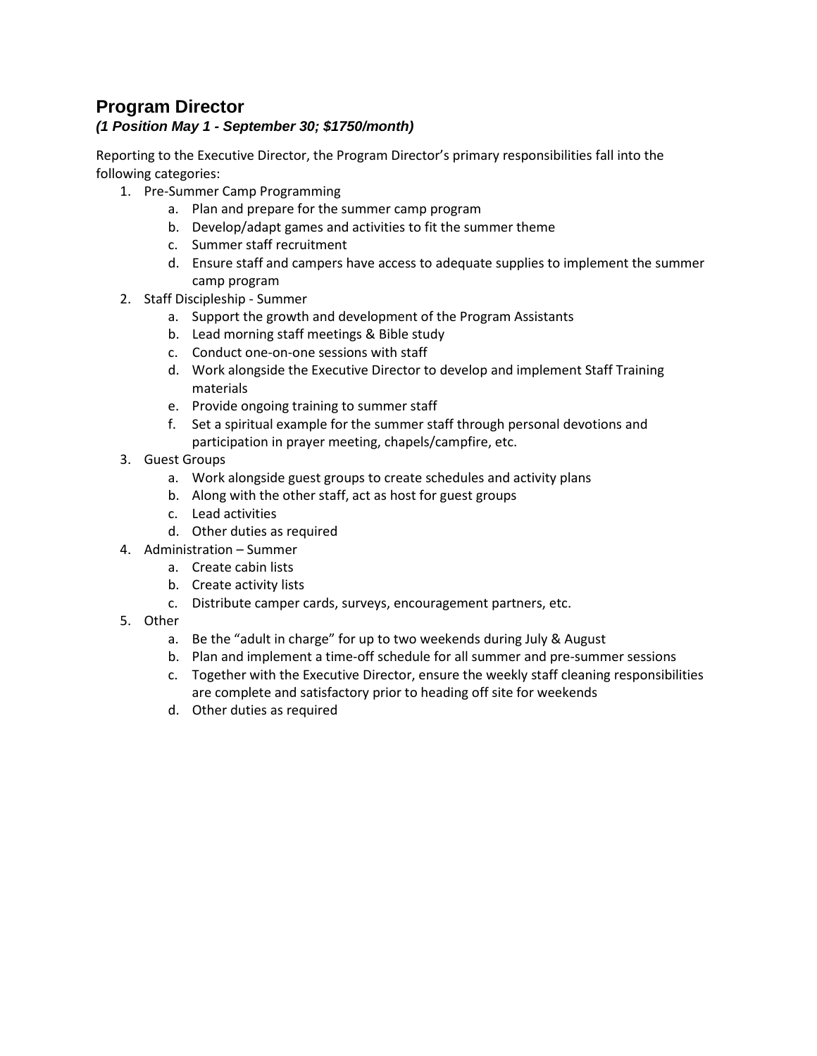## Program Director

***(1 Position May 1 - September 30; $1750/month)***

Reporting to the Executive Director, the Program Director's primary responsibilities fall into the following categories:

1. Pre-Summer Camp Programming
    a. Plan and prepare for the summer camp program
    b. Develop/adapt games and activities to fit the summer theme
    c. Summer staff recruitment
    d. Ensure staff and campers have access to adequate supplies to implement the summer camp program
2. Staff Discipleship - Summer
    a. Support the growth and development of the Program Assistants
    b. Lead morning staff meetings & Bible study
    c. Conduct one-on-one sessions with staff
    d. Work alongside the Executive Director to develop and implement Staff Training materials
    e. Provide ongoing training to summer staff
    f. Set a spiritual example for the summer staff through personal devotions and participation in prayer meeting, chapels/campfire, etc.
3. Guest Groups
    a. Work alongside guest groups to create schedules and activity plans
    b. Along with the other staff, act as host for guest groups
    c. Lead activities
    d. Other duties as required
4. Administration – Summer
    a. Create cabin lists
    b. Create activity lists
    c. Distribute camper cards, surveys, encouragement partners, etc.
5. Other
    a. Be the "adult in charge" for up to two weekends during July & August
    b. Plan and implement a time-off schedule for all summer and pre-summer sessions
    c. Together with the Executive Director, ensure the weekly staff cleaning responsibilities are complete and satisfactory prior to heading off site for weekends
    d. Other duties as required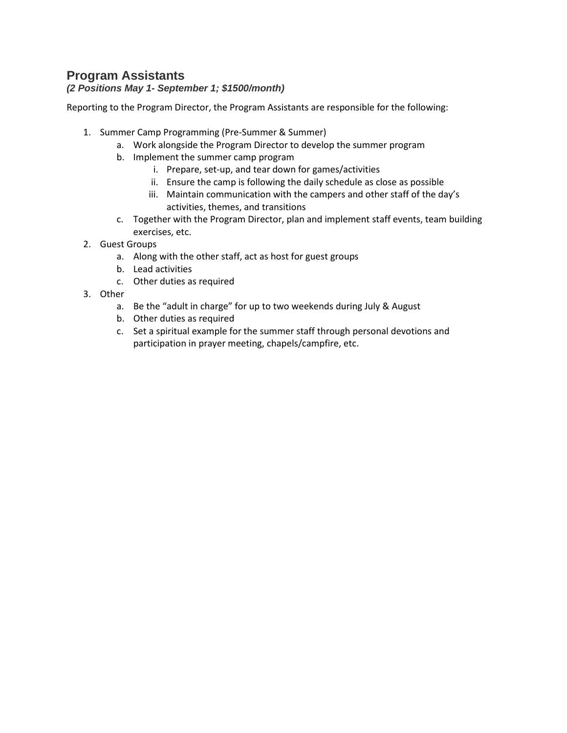## Program Assistants

***(2 Positions May 1- September 1; $1500/month)***

Reporting to the Program Director, the Program Assistants are responsible for the following:

1. Summer Camp Programming (Pre-Summer & Summer)
   a. Work alongside the Program Director to develop the summer program
   b. Implement the summer camp program
      i. Prepare, set-up, and tear down for games/activities
      ii. Ensure the camp is following the daily schedule as close as possible
      iii. Maintain communication with the campers and other staff of the day's activities, themes, and transitions
   c. Together with the Program Director, plan and implement staff events, team building exercises, etc.
2. Guest Groups
   a. Along with the other staff, act as host for guest groups
   b. Lead activities
   c. Other duties as required
3. Other
   a. Be the "adult in charge" for up to two weekends during July & August
   b. Other duties as required
   c. Set a spiritual example for the summer staff through personal devotions and participation in prayer meeting, chapels/campfire, etc.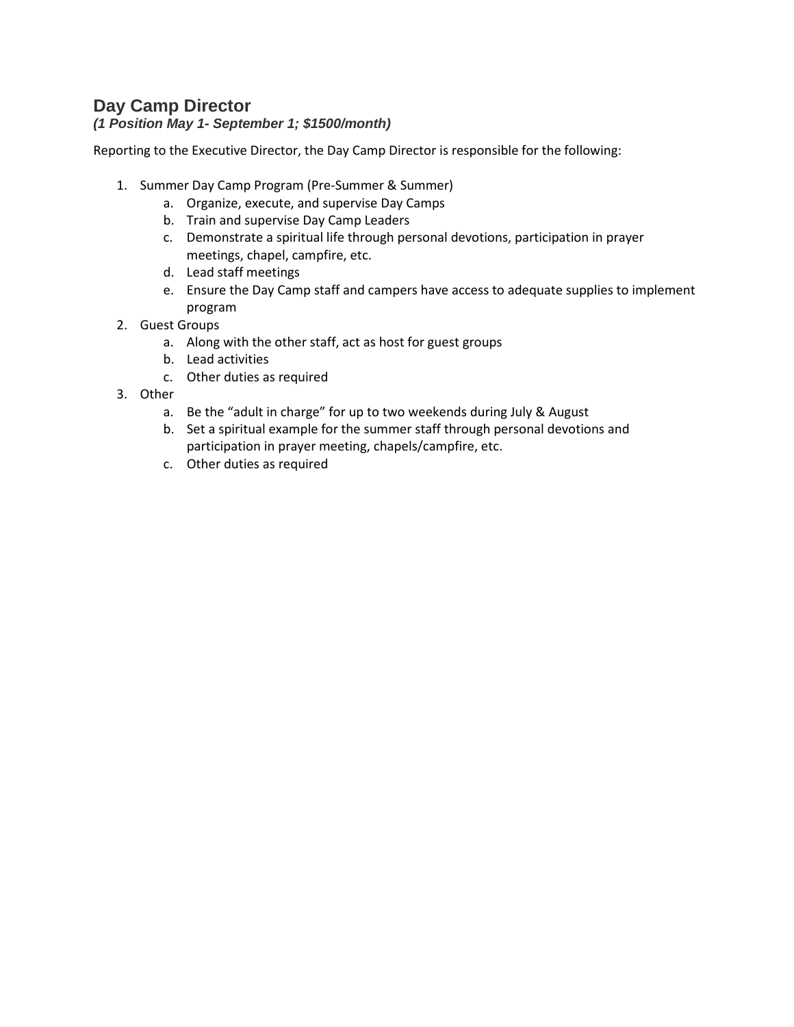## Day Camp Director

***(1 Position May 1- September 1; $1500/month)***

Reporting to the Executive Director, the Day Camp Director is responsible for the following:

1. Summer Day Camp Program (Pre-Summer & Summer)
    a. Organize, execute, and supervise Day Camps
    b. Train and supervise Day Camp Leaders
    c. Demonstrate a spiritual life through personal devotions, participation in prayer meetings, chapel, campfire, etc.
    d. Lead staff meetings
    e. Ensure the Day Camp staff and campers have access to adequate supplies to implement program
2. Guest Groups
    a. Along with the other staff, act as host for guest groups
    b. Lead activities
    c. Other duties as required
3. Other
    a. Be the "adult in charge" for up to two weekends during July & August
    b. Set a spiritual example for the summer staff through personal devotions and participation in prayer meeting, chapels/campfire, etc.
    c. Other duties as required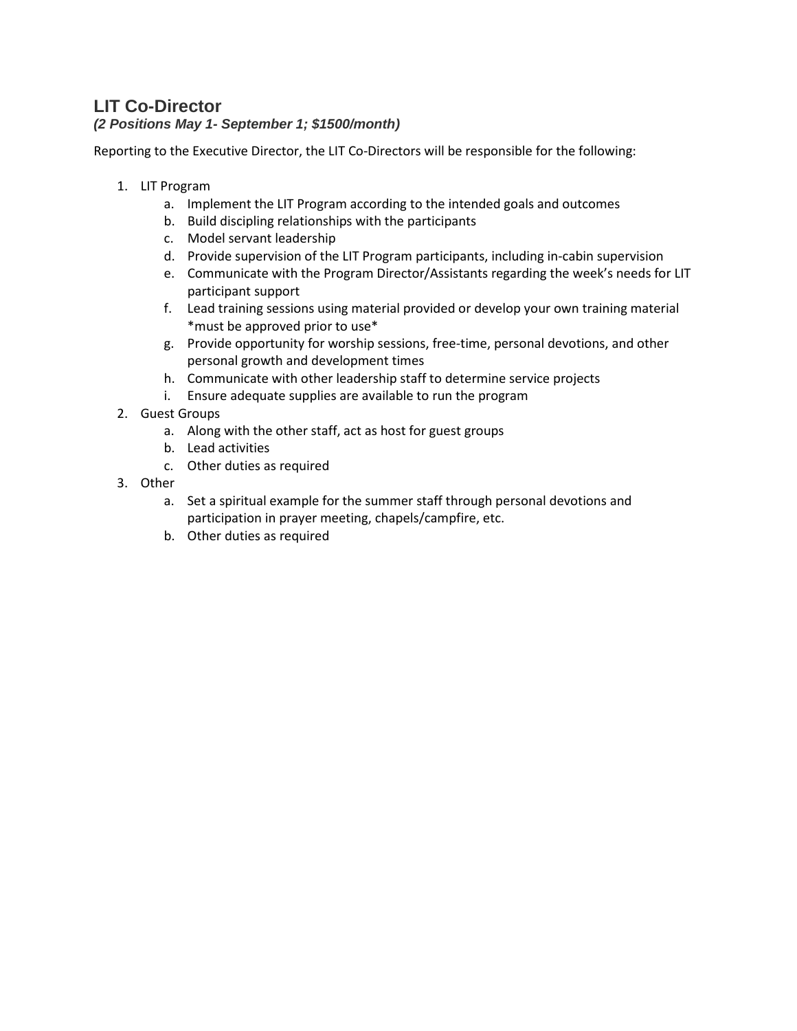## LIT Co-Director

***(2 Positions May 1- September 1; $1500/month)***

Reporting to the Executive Director, the LIT Co-Directors will be responsible for the following:

1. LIT Program
    a. Implement the LIT Program according to the intended goals and outcomes
    b. Build discipling relationships with the participants
    c. Model servant leadership
    d. Provide supervision of the LIT Program participants, including in-cabin supervision
    e. Communicate with the Program Director/Assistants regarding the week's needs for LIT participant support
    f. Lead training sessions using material provided or develop your own training material *must be approved prior to use*
    g. Provide opportunity for worship sessions, free-time, personal devotions, and other personal growth and development times
    h. Communicate with other leadership staff to determine service projects
    i. Ensure adequate supplies are available to run the program
2. Guest Groups
    a. Along with the other staff, act as host for guest groups
    b. Lead activities
    c. Other duties as required
3. Other
    a. Set a spiritual example for the summer staff through personal devotions and participation in prayer meeting, chapels/campfire, etc.
    b. Other duties as required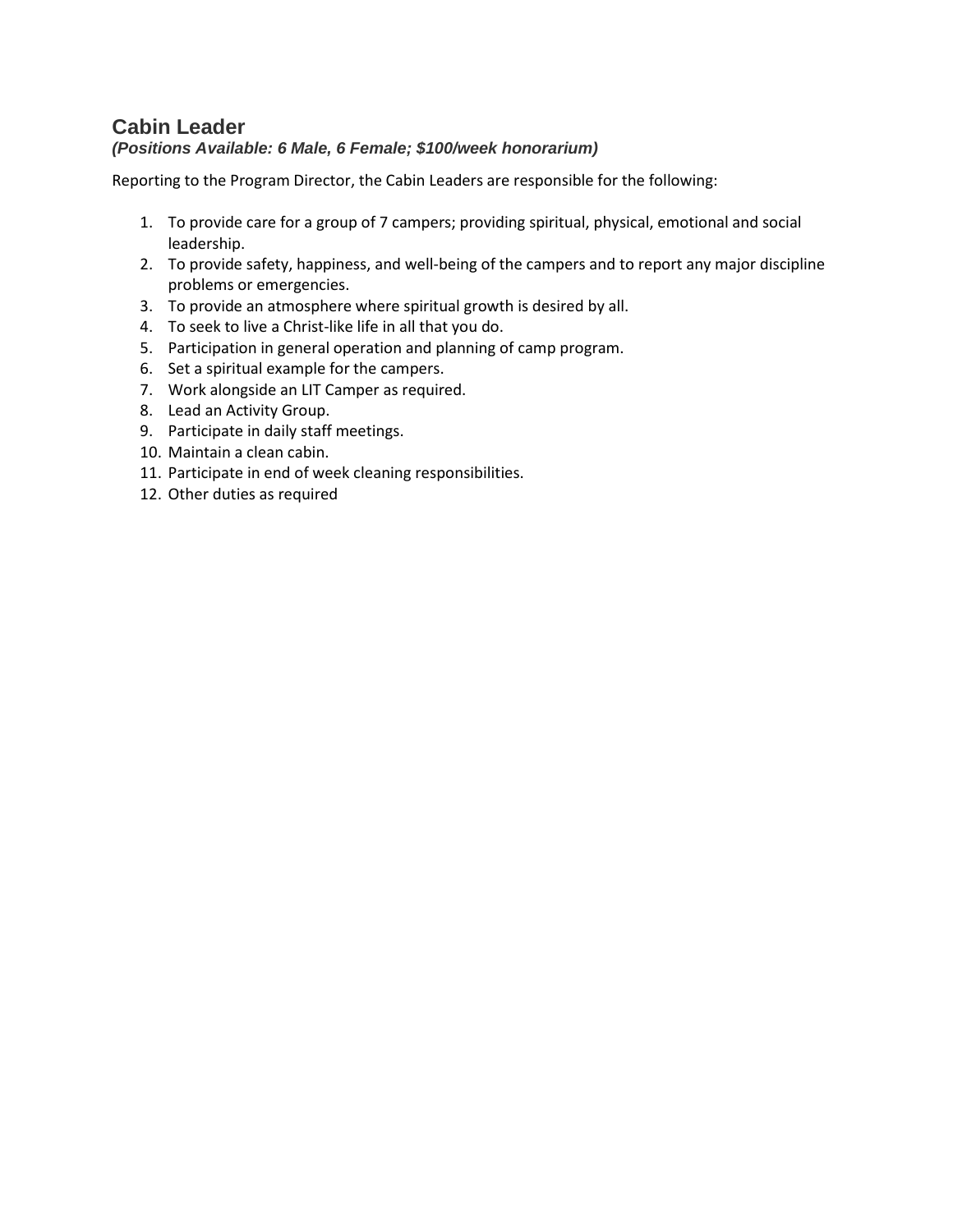## Cabin Leader

***(Positions Available: 6 Male, 6 Female; $100/week honorarium)***

Reporting to the Program Director, the Cabin Leaders are responsible for the following:

1. To provide care for a group of 7 campers; providing spiritual, physical, emotional and social leadership.
2. To provide safety, happiness, and well-being of the campers and to report any major discipline problems or emergencies.
3. To provide an atmosphere where spiritual growth is desired by all.
4. To seek to live a Christ-like life in all that you do.
5. Participation in general operation and planning of camp program.
6. Set a spiritual example for the campers.
7. Work alongside an LIT Camper as required.
8. Lead an Activity Group.
9. Participate in daily staff meetings.
10. Maintain a clean cabin.
11. Participate in end of week cleaning responsibilities.
12. Other duties as required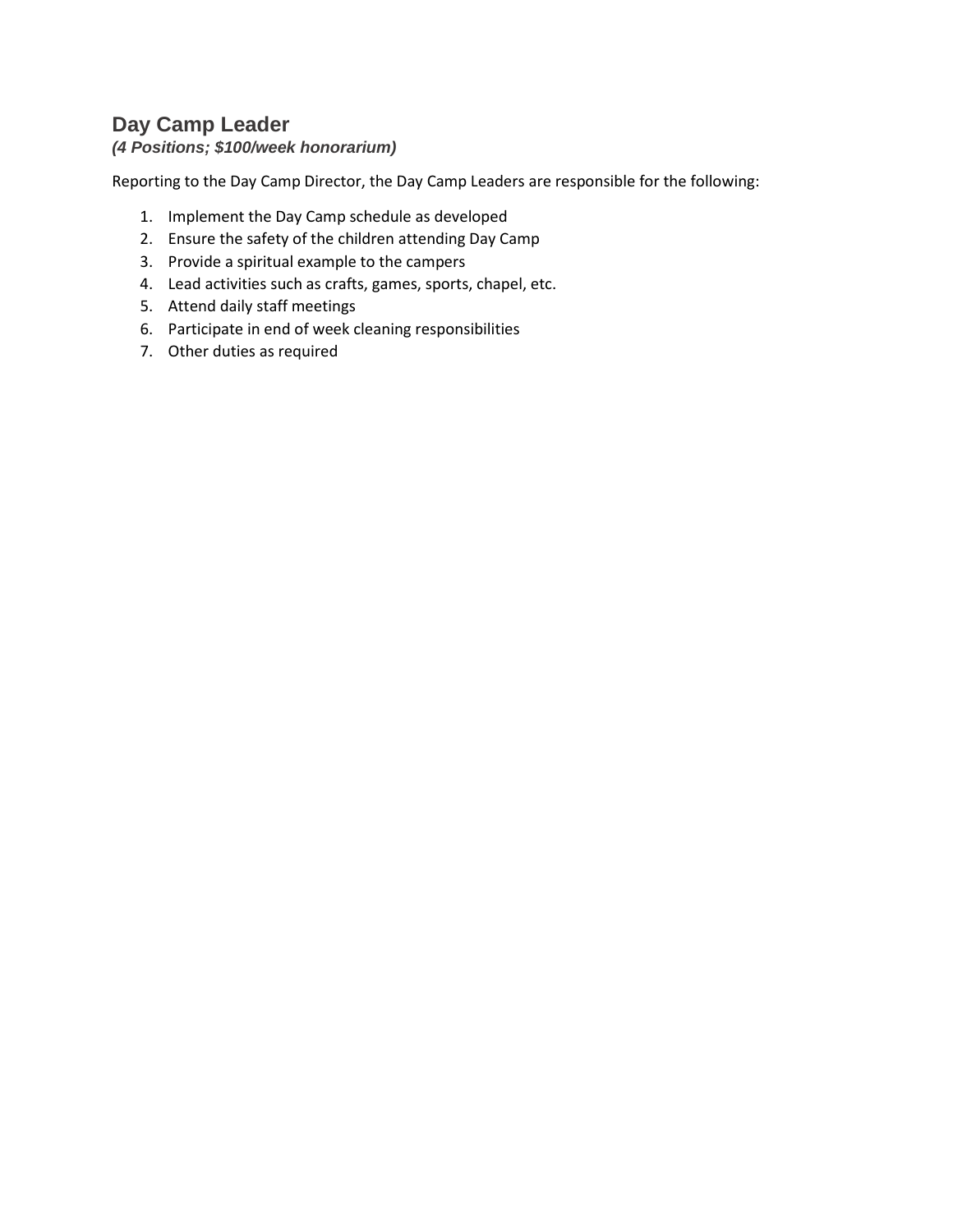## Day Camp Leader

***(4 Positions; $100/week honorarium)***

Reporting to the Day Camp Director, the Day Camp Leaders are responsible for the following:

1. Implement the Day Camp schedule as developed
2. Ensure the safety of the children attending Day Camp
3. Provide a spiritual example to the campers
4. Lead activities such as crafts, games, sports, chapel, etc.
5. Attend daily staff meetings
6. Participate in end of week cleaning responsibilities
7. Other duties as required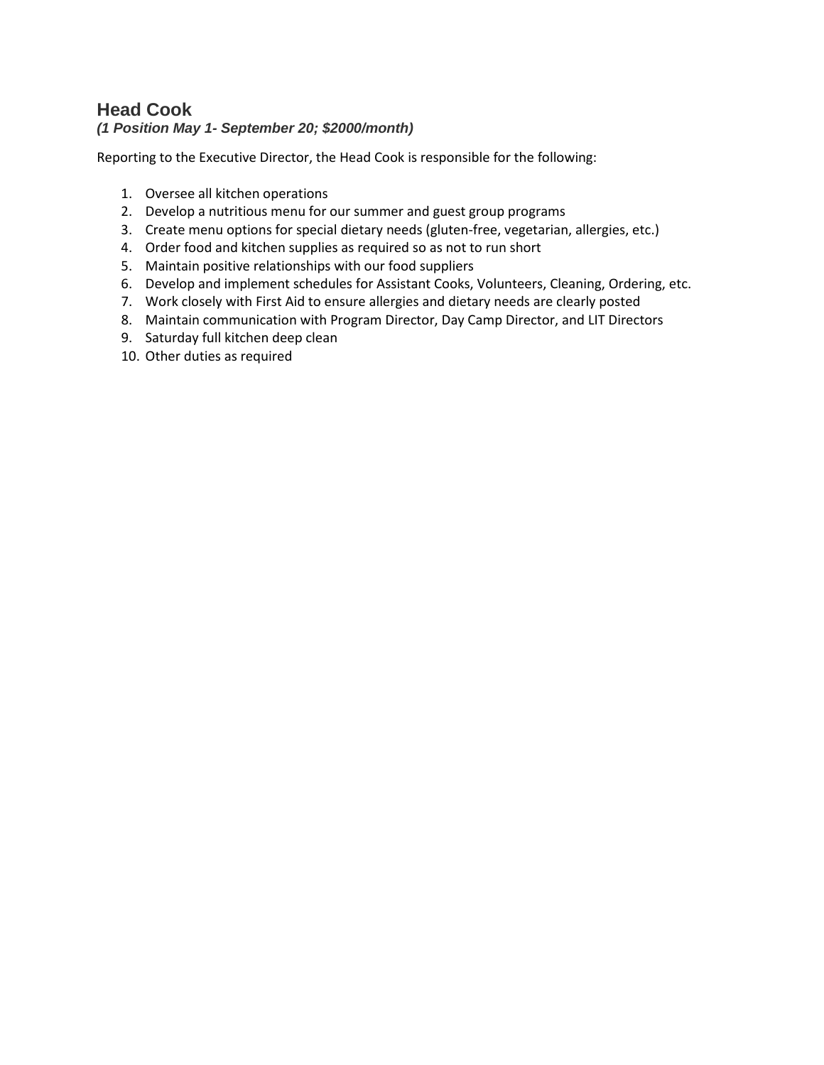## Head Cook

***(1 Position May 1- September 20; $2000/month)***

Reporting to the Executive Director, the Head Cook is responsible for the following:

1. Oversee all kitchen operations
2. Develop a nutritious menu for our summer and guest group programs
3. Create menu options for special dietary needs (gluten-free, vegetarian, allergies, etc.)
4. Order food and kitchen supplies as required so as not to run short
5. Maintain positive relationships with our food suppliers
6. Develop and implement schedules for Assistant Cooks, Volunteers, Cleaning, Ordering, etc.
7. Work closely with First Aid to ensure allergies and dietary needs are clearly posted
8. Maintain communication with Program Director, Day Camp Director, and LIT Directors
9. Saturday full kitchen deep clean
10. Other duties as required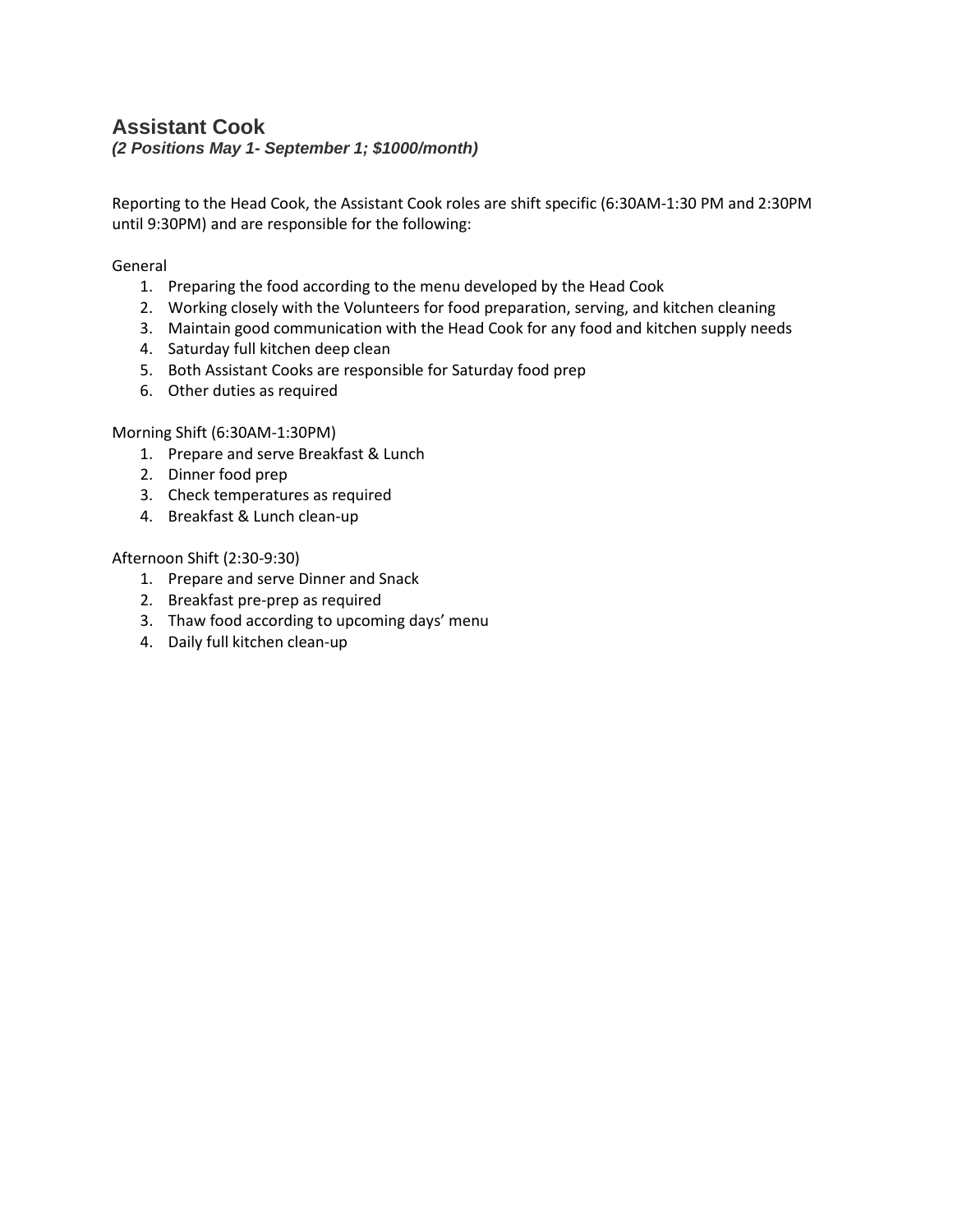## Assistant Cook

***(2 Positions May 1- September 1; $1000/month)***

Reporting to the Head Cook, the Assistant Cook roles are shift specific (6:30AM-1:30 PM and 2:30PM until 9:30PM) and are responsible for the following:

General

1. Preparing the food according to the menu developed by the Head Cook
2. Working closely with the Volunteers for food preparation, serving, and kitchen cleaning
3. Maintain good communication with the Head Cook for any food and kitchen supply needs
4. Saturday full kitchen deep clean
5. Both Assistant Cooks are responsible for Saturday food prep
6. Other duties as required

Morning Shift (6:30AM-1:30PM)

1. Prepare and serve Breakfast & Lunch
2. Dinner food prep
3. Check temperatures as required
4. Breakfast & Lunch clean-up

Afternoon Shift (2:30-9:30)

1. Prepare and serve Dinner and Snack
2. Breakfast pre-prep as required
3. Thaw food according to upcoming days' menu
4. Daily full kitchen clean-up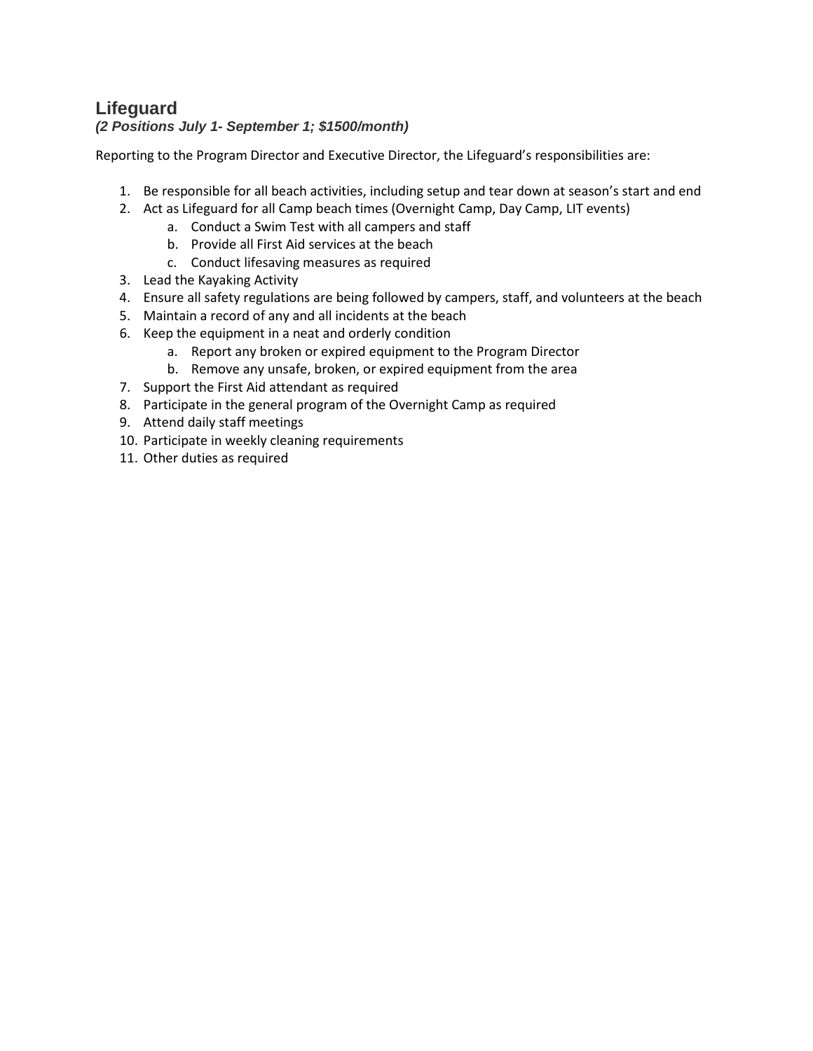## Lifeguard

***(2 Positions July 1- September 1; $1500/month)***

Reporting to the Program Director and Executive Director, the Lifeguard's responsibilities are:

1. Be responsible for all beach activities, including setup and tear down at season's start and end
2. Act as Lifeguard for all Camp beach times (Overnight Camp, Day Camp, LIT events)
    a. Conduct a Swim Test with all campers and staff
    b. Provide all First Aid services at the beach
    c. Conduct lifesaving measures as required
3. Lead the Kayaking Activity
4. Ensure all safety regulations are being followed by campers, staff, and volunteers at the beach
5. Maintain a record of any and all incidents at the beach
6. Keep the equipment in a neat and orderly condition
    a. Report any broken or expired equipment to the Program Director
    b. Remove any unsafe, broken, or expired equipment from the area
7. Support the First Aid attendant as required
8. Participate in the general program of the Overnight Camp as required
9. Attend daily staff meetings
10. Participate in weekly cleaning requirements
11. Other duties as required